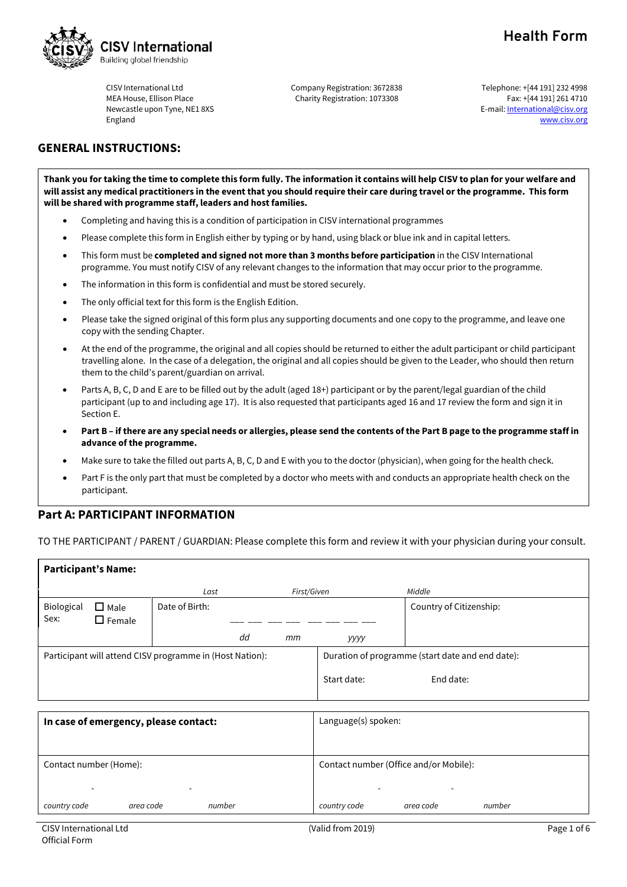# Health Form

**CISV International**
Building global friendship

CISV International Ltd
MEA House, Ellison Place
Newcastle upon Tyne, NE1 8XS
England

Company Registration: 3672838
Charity Registration: 1073308

Telephone: +[44 191] 232 4998
Fax: +[44 191] 261 4710
E-mail: International@cisv.org
www.cisv.org

## GENERAL INSTRUCTIONS:

**Thank you for taking the time to complete this form fully. The information it contains will help CISV to plan for your welfare and will assist any medical practitioners in the event that you should require their care during travel or the programme. This form will be shared with programme staff, leaders and host families.**

- Completing and having this is a condition of participation in CISV international programmes
- Please complete this form in English either by typing or by hand, using black or blue ink and in capital letters.
- This form must be **completed and signed not more than 3 months before participation** in the CISV International programme. You must notify CISV of any relevant changes to the information that may occur prior to the programme.
- The information in this form is confidential and must be stored securely.
- The only official text for this form is the English Edition.
- Please take the signed original of this form plus any supporting documents and one copy to the programme, and leave one copy with the sending Chapter.
- At the end of the programme, the original and all copies should be returned to either the adult participant or child participant travelling alone. In the case of a delegation, the original and all copies should be given to the Leader, who should then return them to the child's parent/guardian on arrival.
- Parts A, B, C, D and E are to be filled out by the adult (aged 18+) participant or by the parent/legal guardian of the child participant (up to and including age 17). It is also requested that participants aged 16 and 17 review the form and sign it in Section E.
- **Part B – if there are any special needs or allergies, please send the contents of the Part B page to the programme staff in advance of the programme.**
- Make sure to take the filled out parts A, B, C, D and E with you to the doctor (physician), when going for the health check.
- Part F is the only part that must be completed by a doctor who meets with and conducts an appropriate health check on the participant.

## Part A: PARTICIPANT INFORMATION

TO THE PARTICIPANT / PARENT / GUARDIAN: Please complete this form and review it with your physician during your consult.

| **Participant's Name:** | | |
|---|---|---|
| *Last* | *First/Given* | *Middle* |
| Biological Sex: ☐ Male ☐ Female | Date of Birth: __ __ / __ __ / __ __ __ __ (*dd* *mm* *yyyy*) | Country of Citizenship: |
| Participant will attend CISV programme in (Host Nation): | Duration of programme (start date and end date): Start date: End date: | |

| **In case of emergency, please contact:** | Language(s) spoken: |
|---|---|
| Contact number (Home): - - (*country code* *area code* *number*) | Contact number (Office and/or Mobile): - - (*country code* *area code* *number*) |

CISV International Ltd
Official Form
(Valid from 2019)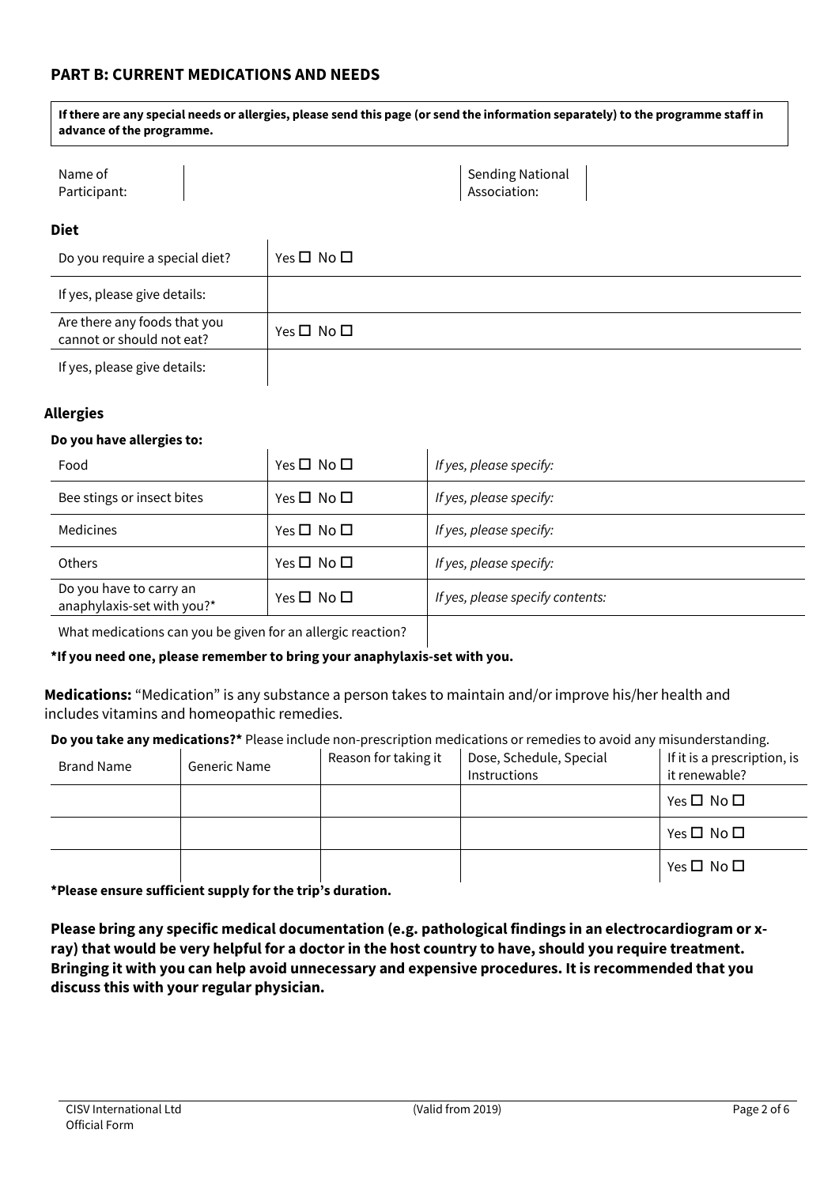## PART B: CURRENT MEDICATIONS AND NEEDS

**If there are any special needs or allergies, please send this page (or send the information separately) to the programme staff in advance of the programme.**

| Name of Participant: | | Sending National Association: | |
|---|---|---|---|

### Diet

| | |
|---|---|
| Do you require a special diet? | Yes ☐ No ☐ |
| If yes, please give details: | |
| Are there any foods that you cannot or should not eat? | Yes ☐ No ☐ |
| If yes, please give details: | |

### Allergies

**Do you have allergies to:**

| | | |
|---|---|---|
| Food | Yes ☐ No ☐ | *If yes, please specify:* |
| Bee stings or insect bites | Yes ☐ No ☐ | *If yes, please specify:* |
| Medicines | Yes ☐ No ☐ | *If yes, please specify:* |
| Others | Yes ☐ No ☐ | *If yes, please specify:* |
| Do you have to carry an anaphylaxis-set with you?* | Yes ☐ No ☐ | *If yes, please specify contents:* |
| What medications can you be given for an allergic reaction? | | |

**\*If you need one, please remember to bring your anaphylaxis-set with you.**

**Medications:** "Medication" is any substance a person takes to maintain and/or improve his/her health and includes vitamins and homeopathic remedies.

**Do you take any medications?\*** Please include non-prescription medications or remedies to avoid any misunderstanding.

| Brand Name | Generic Name | Reason for taking it | Dose, Schedule, Special Instructions | If it is a prescription, is it renewable? |
|---|---|---|---|---|
| | | | | Yes ☐ No ☐ |
| | | | | Yes ☐ No ☐ |
| | | | | Yes ☐ No ☐ |

**\*Please ensure sufficient supply for the trip's duration.**

**Please bring any specific medical documentation (e.g. pathological findings in an electrocardiogram or x-ray) that would be very helpful for a doctor in the host country to have, should you require treatment. Bringing it with you can help avoid unnecessary and expensive procedures. It is recommended that you discuss this with your regular physician.**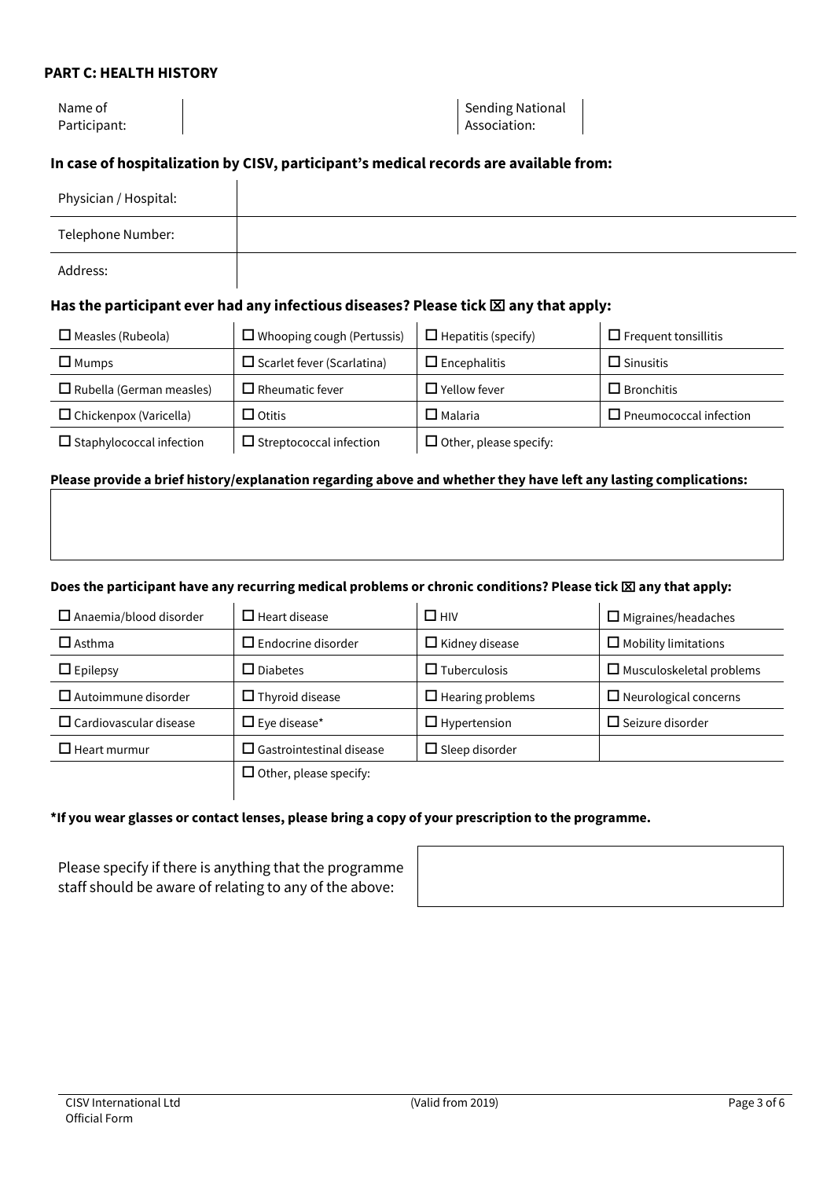**PART C: HEALTH HISTORY**

| Name of Participant: | | Sending National Association: | |
|---|---|---|---|

**In case of hospitalization by CISV, participant's medical records are available from:**

| Physician / Hospital: | |
|---|---|
| Telephone Number: | |
| Address: | |

**Has the participant ever had any infectious diseases? Please tick ☒ any that apply:**

| | | | |
|---|---|---|---|
| ☐ Measles (Rubeola) | ☐ Whooping cough (Pertussis) | ☐ Hepatitis (specify) | ☐ Frequent tonsillitis |
| ☐ Mumps | ☐ Scarlet fever (Scarlatina) | ☐ Encephalitis | ☐ Sinusitis |
| ☐ Rubella (German measles) | ☐ Rheumatic fever | ☐ Yellow fever | ☐ Bronchitis |
| ☐ Chickenpox (Varicella) | ☐ Otitis | ☐ Malaria | ☐ Pneumococcal infection |
| ☐ Staphylococcal infection | ☐ Streptococcal infection | ☐ Other, please specify: | |

**Please provide a brief history/explanation regarding above and whether they have left any lasting complications:**

**Does the participant have any recurring medical problems or chronic conditions? Please tick ☒ any that apply:**

| | | | |
|---|---|---|---|
| ☐ Anaemia/blood disorder | ☐ Heart disease | ☐ HIV | ☐ Migraines/headaches |
| ☐ Asthma | ☐ Endocrine disorder | ☐ Kidney disease | ☐ Mobility limitations |
| ☐ Epilepsy | ☐ Diabetes | ☐ Tuberculosis | ☐ Musculoskeletal problems |
| ☐ Autoimmune disorder | ☐ Thyroid disease | ☐ Hearing problems | ☐ Neurological concerns |
| ☐ Cardiovascular disease | ☐ Eye disease* | ☐ Hypertension | ☐ Seizure disorder |
| ☐ Heart murmur | ☐ Gastrointestinal disease | ☐ Sleep disorder | |
| | ☐ Other, please specify: | | |

**\*If you wear glasses or contact lenses, please bring a copy of your prescription to the programme.**

| Please specify if there is anything that the programme staff should be aware of relating to any of the above: | |
|---|---|

CISV International Ltd
Official Form

(Valid from 2019)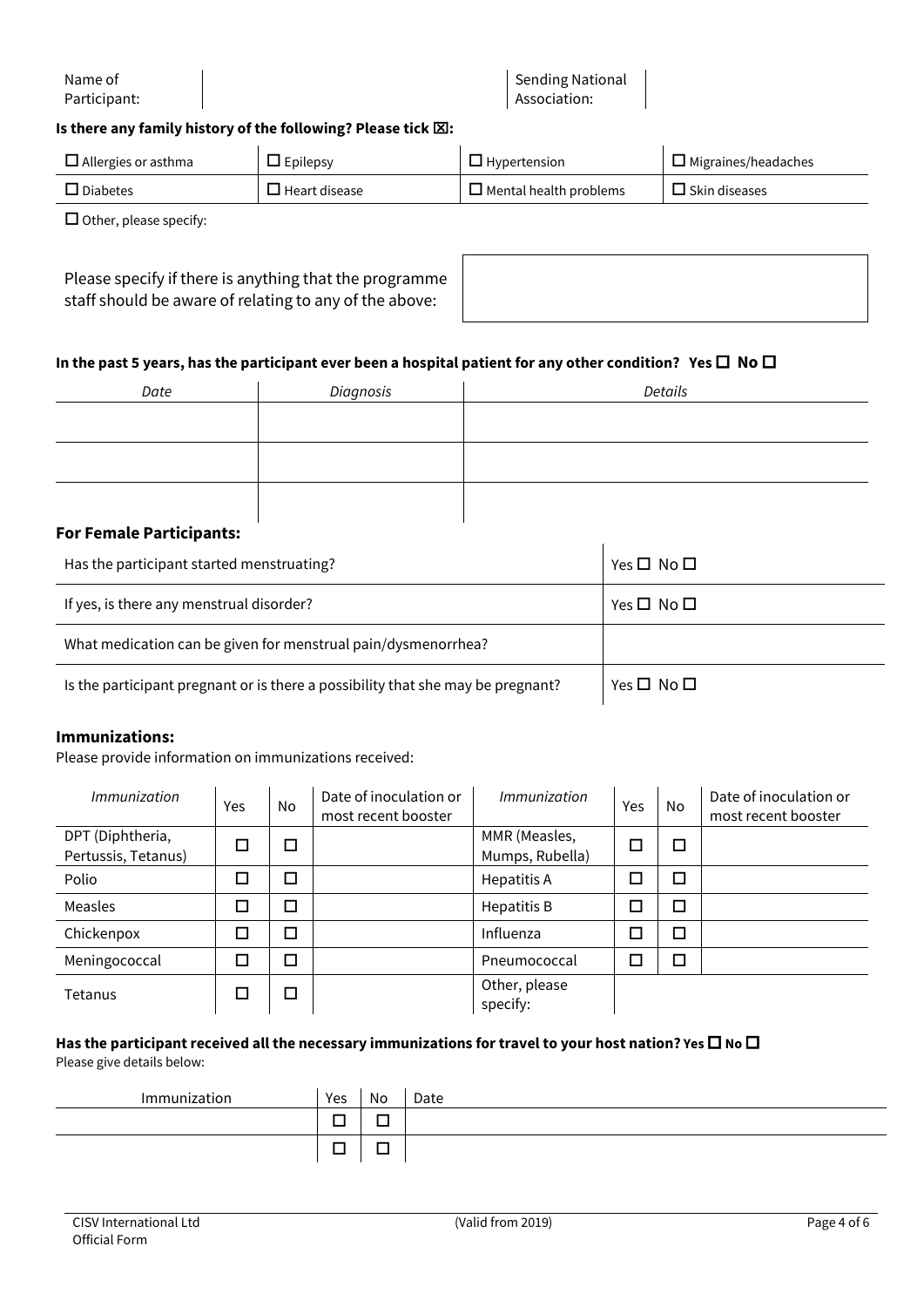| Name of Participant: | | Sending National Association: | |
|---|---|---|---|

**Is there any family history of the following? Please tick ☒:**

| | | | |
|---|---|---|---|
| ☐ Allergies or asthma | ☐ Epilepsy | ☐ Hypertension | ☐ Migraines/headaches |
| ☐ Diabetes | ☐ Heart disease | ☐ Mental health problems | ☐ Skin diseases |

☐ Other, please specify:

| Please specify if there is anything that the programme staff should be aware of relating to any of the above: | |
|---|---|

**In the past 5 years, has the participant ever been a hospital patient for any other condition? Yes ☐ No ☐**

| *Date* | *Diagnosis* | *Details* |
|---|---|---|
| | | |
| | | |
| | | |

### For Female Participants:

| | |
|---|---|
| Has the participant started menstruating? | Yes ☐ No ☐ |
| If yes, is there any menstrual disorder? | Yes ☐ No ☐ |
| What medication can be given for menstrual pain/dysmenorrhea? | |
| Is the participant pregnant or is there a possibility that she may be pregnant? | Yes ☐ No ☐ |

### Immunizations:

Please provide information on immunizations received:

| *Immunization* | Yes | No | Date of inoculation or most recent booster | *Immunization* | Yes | No | Date of inoculation or most recent booster |
|---|---|---|---|---|---|---|---|
| DPT (Diphtheria, Pertussis, Tetanus) | ☐ | ☐ | | MMR (Measles, Mumps, Rubella) | ☐ | ☐ | |
| Polio | ☐ | ☐ | | Hepatitis A | ☐ | ☐ | |
| Measles | ☐ | ☐ | | Hepatitis B | ☐ | ☐ | |
| Chickenpox | ☐ | ☐ | | Influenza | ☐ | ☐ | |
| Meningococcal | ☐ | ☐ | | Pneumococcal | ☐ | ☐ | |
| Tetanus | ☐ | ☐ | | Other, please specify: | | | |

**Has the participant received all the necessary immunizations for travel to your host nation? Yes ☐ No ☐**

Please give details below:

| Immunization | Yes | No | Date |
|---|---|---|---|
| | ☐ | ☐ | |
| | ☐ | ☐ | |

CISV International Ltd
Official Form

(Valid from 2019)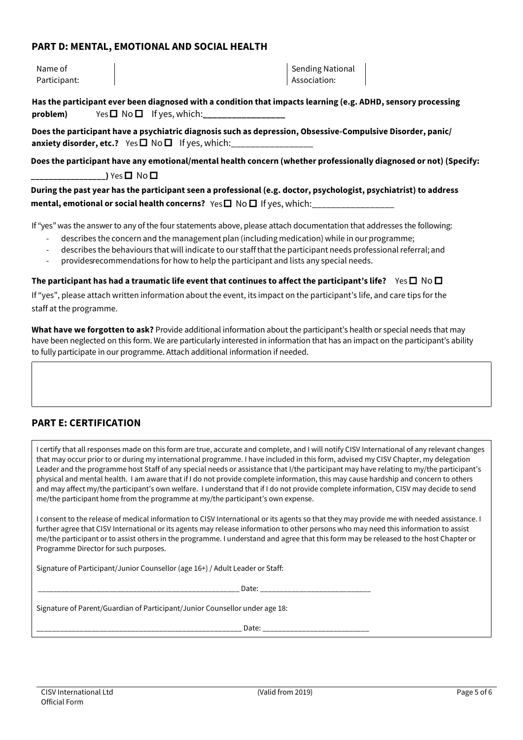## PART D: MENTAL, EMOTIONAL AND SOCIAL HEALTH

| Name of Participant: | | Sending National Association: | |
|---|---|---|---|

**Has the participant ever been diagnosed with a condition that impacts learning (e.g. ADHD, sensory processing problem)** Yes ☐ No ☐ If yes, which:___________________

**Does the participant have a psychiatric diagnosis such as depression, Obsessive-Compulsive Disorder, panic/ anxiety disorder, etc.?** Yes ☐ No ☐ If yes, which:___________________

**Does the participant have any emotional/mental health concern (whether professionally diagnosed or not) (Specify: ___________________)** Yes ☐ No ☐

**During the past year has the participant seen a professional (e.g. doctor, psychologist, psychiatrist) to address mental, emotional or social health concerns?** Yes ☐ No ☐ If yes, which:___________________

If "yes" was the answer to any of the four statements above, please attach documentation that addresses the following:

- describes the concern and the management plan (including medication) while in our programme;
- describes the behaviours that will indicate to our staff that the participant needs professional referral; and
- providesrecommendations for how to help the participant and lists any special needs.

**The participant has had a traumatic life event that continues to affect the participant's life?** Yes ☐ No ☐

If "yes", please attach written information about the event, its impact on the participant's life, and care tips for the staff at the programme.

**What have we forgotten to ask?** Provide additional information about the participant's health or special needs that may have been neglected on this form. We are particularly interested in information that has an impact on the participant's ability to fully participate in our programme. Attach additional information if needed.

## PART E: CERTIFICATION

I certify that all responses made on this form are true, accurate and complete, and I will notify CISV International of any relevant changes that may occur prior to or during my international programme. I have included in this form, advised my CISV Chapter, my delegation Leader and the programme host Staff of any special needs or assistance that I/the participant may have relating to my/the participant's physical and mental health. I am aware that if I do not provide complete information, this may cause hardship and concern to others and may affect my/the participant's own welfare. I understand that if I do not provide complete information, CISV may decide to send me/the participant home from the programme at my/the participant's own expense.

I consent to the release of medical information to CISV International or its agents so that they may provide me with needed assistance. I further agree that CISV International or its agents may release information to other persons who may need this information to assist me/the participant or to assist others in the programme. I understand and agree that this form may be released to the host Chapter or Programme Director for such purposes.

Signature of Participant/Junior Counsellor (age 16+) / Adult Leader or Staff:

_____________________________________________________ Date: ____________________________

Signature of Parent/Guardian of Participant/Junior Counsellor under age 18:

_____________________________________________________ Date: ____________________________

CISV International Ltd
Official Form

(Valid from 2019)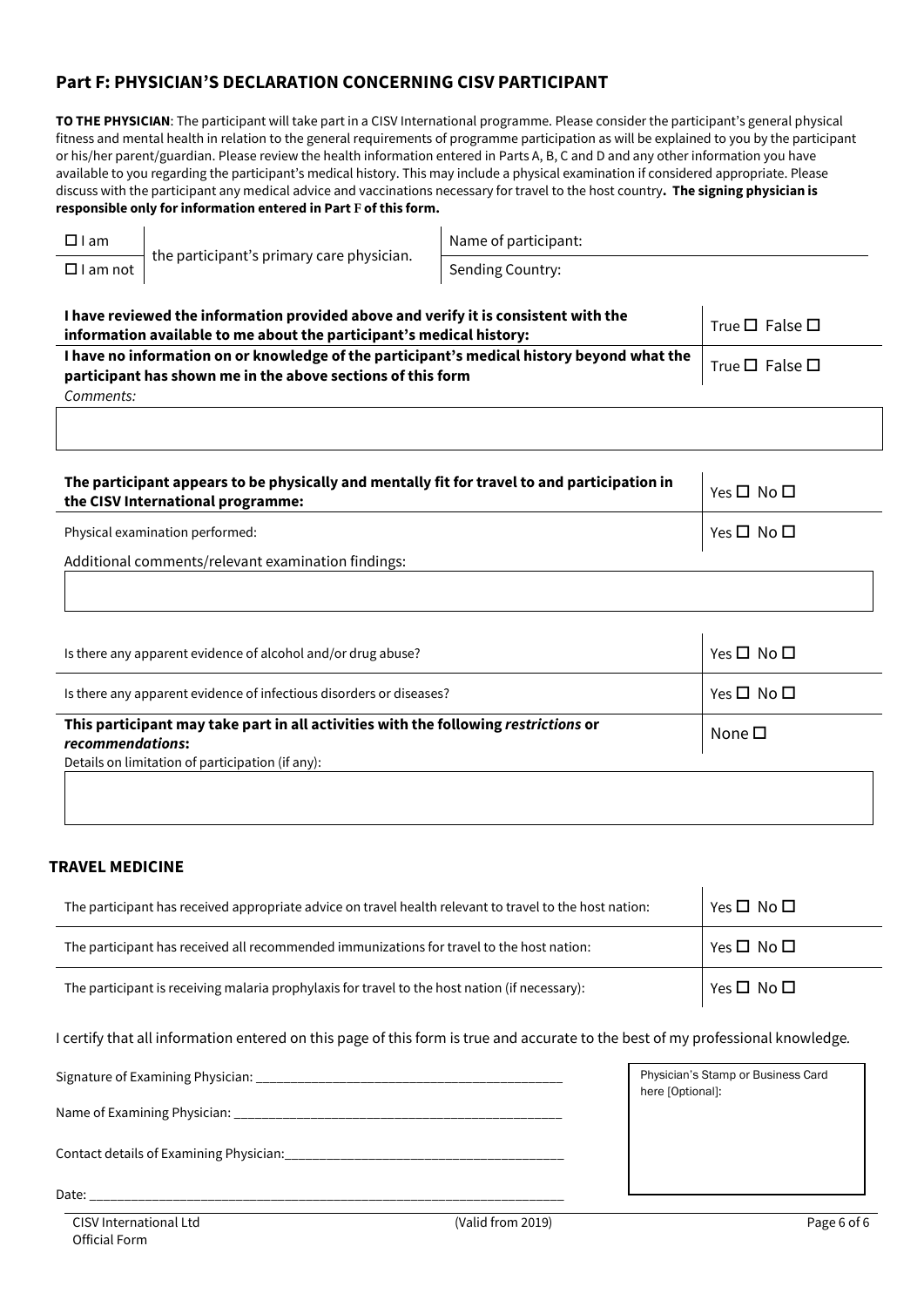## Part F: PHYSICIAN'S DECLARATION CONCERNING CISV PARTICIPANT

**TO THE PHYSICIAN**: The participant will take part in a CISV International programme. Please consider the participant's general physical fitness and mental health in relation to the general requirements of programme participation as will be explained to you by the participant or his/her parent/guardian. Please review the health information entered in Parts A, B, C and D and any other information you have available to you regarding the participant's medical history. This may include a physical examination if considered appropriate. Please discuss with the participant any medical advice and vaccinations necessary for travel to the host country**. The signing physician is responsible only for information entered in Part F of this form.**

| | | |
|---|---|---|
| ☐ I am | the participant's primary care physician. | Name of participant: |
| ☐ I am not | | Sending Country: |

| | |
|---|---|
| **I have reviewed the information provided above and verify it is consistent with the information available to me about the participant's medical history:** | True ☐ False ☐ |
| **I have no information on or knowledge of the participant's medical history beyond what the participant has shown me in the above sections of this form** | True ☐ False ☐ |

*Comments:*

| | |
|---|---|
| **The participant appears to be physically and mentally fit for travel to and participation in the CISV International programme:** | Yes ☐ No ☐ |
| Physical examination performed: | Yes ☐ No ☐ |

Additional comments/relevant examination findings:

| | |
|---|---|
| Is there any apparent evidence of alcohol and/or drug abuse? | Yes ☐ No ☐ |
| Is there any apparent evidence of infectious disorders or diseases? | Yes ☐ No ☐ |
| **This participant may take part in all activities with the following *restrictions* or *recommendations*:** | None ☐ |

Details on limitation of participation (if any):

### TRAVEL MEDICINE

| | |
|---|---|
| The participant has received appropriate advice on travel health relevant to travel to the host nation: | Yes ☐ No ☐ |
| The participant has received all recommended immunizations for travel to the host nation: | Yes ☐ No ☐ |
| The participant is receiving malaria prophylaxis for travel to the host nation (if necessary): | Yes ☐ No ☐ |

I certify that all information entered on this page of this form is true and accurate to the best of my professional knowledge.

Signature of Examining Physician: ____________________________________________

Name of Examining Physician: ________________________________________________

Contact details of Examining Physician:_______________________________________

Date: ____________________________________________________________________

Physician's Stamp or Business Card here [Optional]:

CISV International Ltd
Official Form
(Valid from 2019)